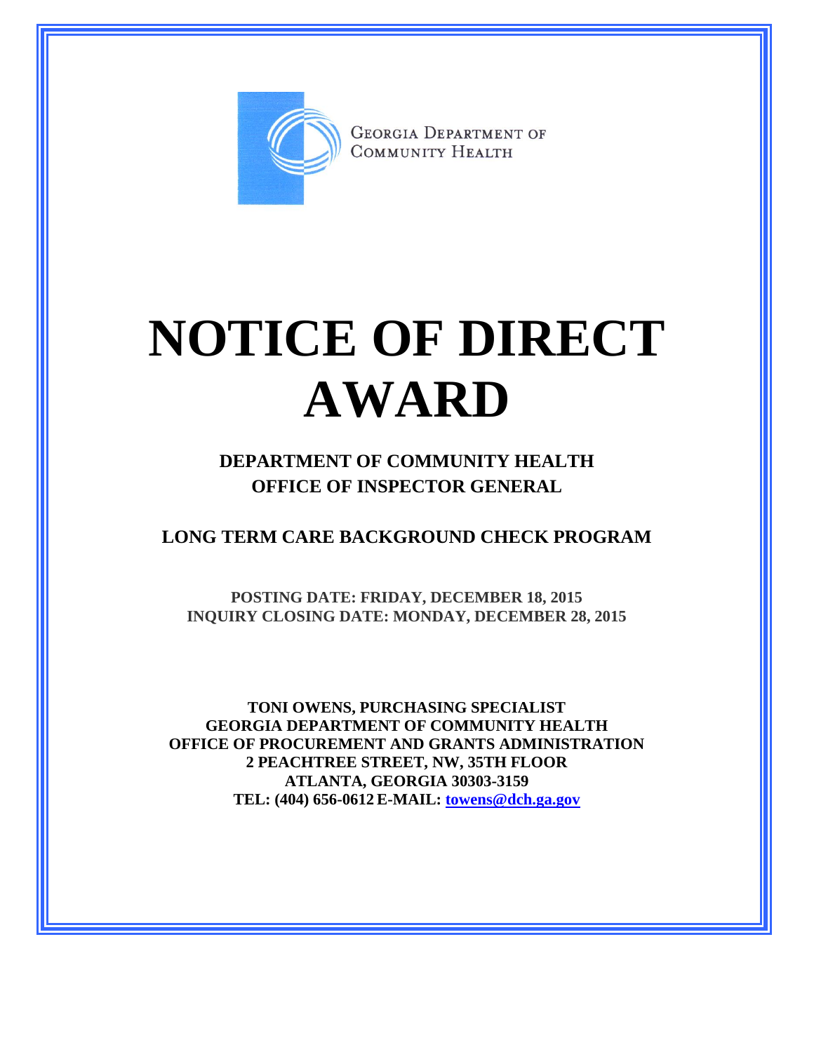GEORGIA DEPARTMENT OF COMMUNITY HEALTH

# NOTICE OF DIRECT AWARD

## DEPARTMENT OF COMMUNITY HEALTH
## OFFICE OF INSPECTOR GENERAL

### LONG TERM CARE BACKGROUND CHECK PROGRAM

**POSTING DATE: FRIDAY, DECEMBER 18, 2015**
**INQUIRY CLOSING DATE: MONDAY, DECEMBER 28, 2015**

**TONI OWENS, PURCHASING SPECIALIST**
**GEORGIA DEPARTMENT OF COMMUNITY HEALTH**
**OFFICE OF PROCUREMENT AND GRANTS ADMINISTRATION**
**2 PEACHTREE STREET, NW, 35TH FLOOR**
**ATLANTA, GEORGIA 30303-3159**
**TEL: (404) 656-0612 E-MAIL: towens@dch.ga.gov**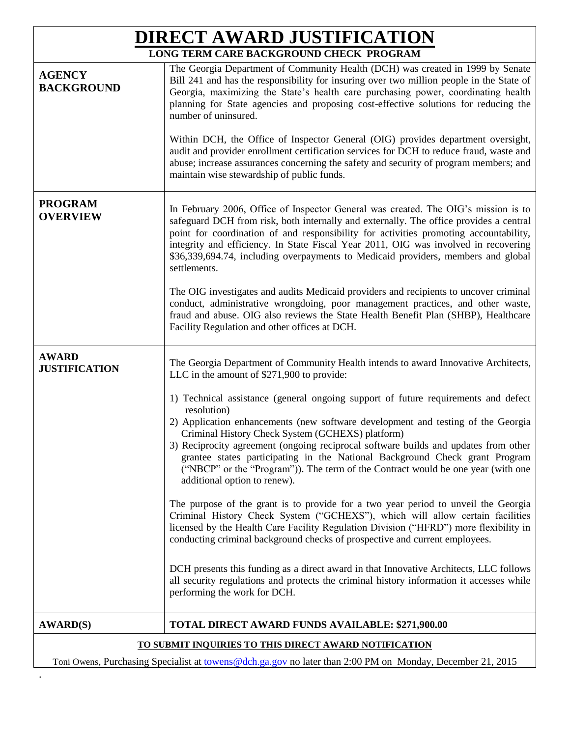# DIRECT AWARD JUSTIFICATION

**LONG TERM CARE BACKGROUND CHECK PROGRAM**

| | |
|---|---|
| **AGENCY BACKGROUND** | The Georgia Department of Community Health (DCH) was created in 1999 by Senate Bill 241 and has the responsibility for insuring over two million people in the State of Georgia, maximizing the State's health care purchasing power, coordinating health planning for State agencies and proposing cost-effective solutions for reducing the number of uninsured.<br><br>Within DCH, the Office of Inspector General (OIG) provides department oversight, audit and provider enrollment certification services for DCH to reduce fraud, waste and abuse; increase assurances concerning the safety and security of program members; and maintain wise stewardship of public funds. |
| **PROGRAM OVERVIEW** | In February 2006, Office of Inspector General was created. The OIG's mission is to safeguard DCH from risk, both internally and externally. The office provides a central point for coordination of and responsibility for activities promoting accountability, integrity and efficiency. In State Fiscal Year 2011, OIG was involved in recovering $36,339,694.74, including overpayments to Medicaid providers, members and global settlements.<br><br>The OIG investigates and audits Medicaid providers and recipients to uncover criminal conduct, administrative wrongdoing, poor management practices, and other waste, fraud and abuse. OIG also reviews the State Health Benefit Plan (SHBP), Healthcare Facility Regulation and other offices at DCH. |
| **AWARD JUSTIFICATION** | The Georgia Department of Community Health intends to award Innovative Architects, LLC in the amount of $271,900 to provide:<br><br>1) Technical assistance (general ongoing support of future requirements and defect resolution)<br>2) Application enhancements (new software development and testing of the Georgia Criminal History Check System (GCHEXS) platform)<br>3) Reciprocity agreement (ongoing reciprocal software builds and updates from other grantee states participating in the National Background Check grant Program ("NBCP" or the "Program")). The term of the Contract would be one year (with one additional option to renew).<br><br>The purpose of the grant is to provide for a two year period to unveil the Georgia Criminal History Check System ("GCHEXS"), which will allow certain facilities licensed by the Health Care Facility Regulation Division ("HFRD") more flexibility in conducting criminal background checks of prospective and current employees.<br><br>DCH presents this funding as a direct award in that Innovative Architects, LLC follows all security regulations and protects the criminal history information it accesses while performing the work for DCH. |
| **AWARD(S)** | **TOTAL DIRECT AWARD FUNDS AVAILABLE: $271,900.00** |

**TO SUBMIT INQUIRIES TO THIS DIRECT AWARD NOTIFICATION**

Toni Owens, Purchasing Specialist at towens@dch.ga.gov no later than 2:00 PM on Monday, December 21, 2015